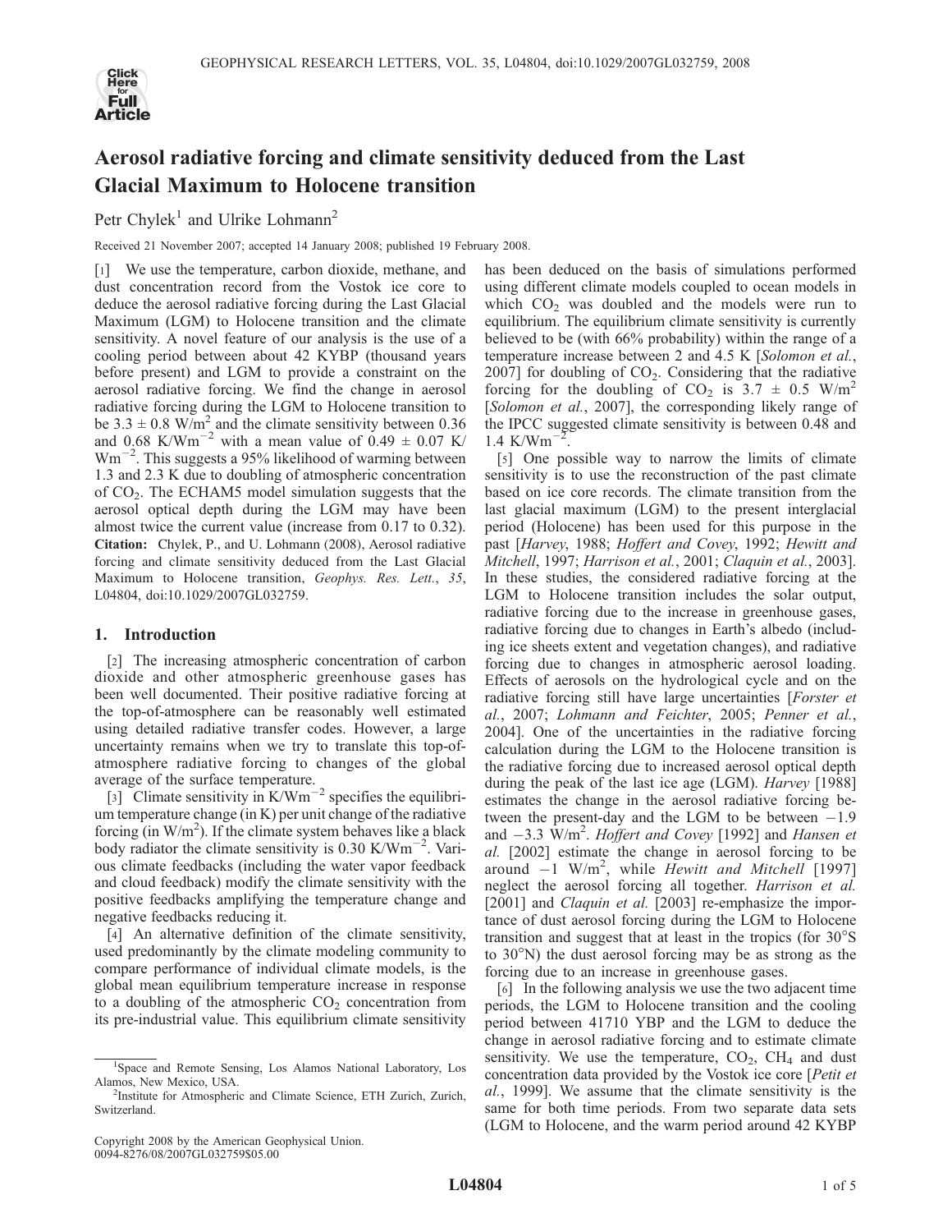# Aerosol radiative forcing and climate sensitivity deduced from the Last Glacial Maximum to Holocene transition

Petr Chylek[1] and Ulrike Lohmann[2]

Received 21 November 2007; accepted 14 January 2008; published 19 February 2008.

[1] We use the temperature, carbon dioxide, methane, and dust concentration record from the Vostok ice core to deduce the aerosol radiative forcing during the Last Glacial Maximum (LGM) to Holocene transition and the climate sensitivity. A novel feature of our analysis is the use of a cooling period between about 42 KYBP (thousand years before present) and LGM to provide a constraint on the aerosol radiative forcing. We find the change in aerosol radiative forcing during the LGM to Holocene transition to be $3.3 \pm 0.8$ W/m$^2$ and the climate sensitivity between 0.36 and 0.68 K/Wm$^{-2}$ with a mean value of $0.49 \pm 0.07$ K/Wm$^{-2}$. This suggests a 95% likelihood of warming between 1.3 and 2.3 K due to doubling of atmospheric concentration of $CO_2$. The ECHAM5 model simulation suggests that the aerosol optical depth during the LGM may have been almost twice the current value (increase from 0.17 to 0.32). **Citation:** Chylek, P., and U. Lohmann (2008), Aerosol radiative forcing and climate sensitivity deduced from the Last Glacial Maximum to Holocene transition, *Geophys. Res. Lett.*, *35*, L04804, doi:10.1029/2007GL032759.

## 1. Introduction

[2] The increasing atmospheric concentration of carbon dioxide and other atmospheric greenhouse gases has been well documented. Their positive radiative forcing at the top-of-atmosphere can be reasonably well estimated using detailed radiative transfer codes. However, a large uncertainty remains when we try to translate this top-of-atmosphere radiative forcing to changes of the global average of the surface temperature.

[3] Climate sensitivity in K/Wm$^{-2}$ specifies the equilibrium temperature change (in K) per unit change of the radiative forcing (in W/m$^2$). If the climate system behaves like a black body radiator the climate sensitivity is 0.30 K/Wm$^{-2}$. Various climate feedbacks (including the water vapor feedback and cloud feedback) modify the climate sensitivity with the positive feedbacks amplifying the temperature change and negative feedbacks reducing it.

[4] An alternative definition of the climate sensitivity, used predominantly by the climate modeling community to compare performance of individual climate models, is the global mean equilibrium temperature increase in response to a doubling of the atmospheric $CO_2$ concentration from its pre-industrial value. This equilibrium climate sensitivity has been deduced on the basis of simulations performed using different climate models coupled to ocean models in which $CO_2$ was doubled and the models were run to equilibrium. The equilibrium climate sensitivity is currently believed to be (with 66% probability) within the range of a temperature increase between 2 and 4.5 K [*Solomon et al.*, 2007] for doubling of $CO_2$. Considering that the radiative forcing for the doubling of $CO_2$ is $3.7 \pm 0.5$ W/m$^2$ [*Solomon et al.*, 2007], the corresponding likely range of the IPCC suggested climate sensitivity is between 0.48 and 1.4 K/Wm$^{-2}$.

[5] One possible way to narrow the limits of climate sensitivity is to use the reconstruction of the past climate based on ice core records. The climate transition from the last glacial maximum (LGM) to the present interglacial period (Holocene) has been used for this purpose in the past [*Harvey*, 1988; *Hoffert and Covey*, 1992; *Hewitt and Mitchell*, 1997; *Harrison et al.*, 2001; *Claquin et al.*, 2003]. In these studies, the considered radiative forcing at the LGM to Holocene transition includes the solar output, radiative forcing due to the increase in greenhouse gases, radiative forcing due to changes in Earth's albedo (including ice sheets extent and vegetation changes), and radiative forcing due to changes in atmospheric aerosol loading. Effects of aerosols on the hydrological cycle and on the radiative forcing still have large uncertainties [*Forster et al.*, 2007; *Lohmann and Feichter*, 2005; *Penner et al.*, 2004]. One of the uncertainties in the radiative forcing calculation during the LGM to the Holocene transition is the radiative forcing due to increased aerosol optical depth during the peak of the last ice age (LGM). *Harvey* [1988] estimates the change in the aerosol radiative forcing between the present-day and the LGM to be between −1.9 and −3.3 W/m$^2$. *Hoffert and Covey* [1992] and *Hansen et al.* [2002] estimate the change in aerosol forcing to be around −1 W/m$^2$, while *Hewitt and Mitchell* [1997] neglect the aerosol forcing all together. *Harrison et al.* [2001] and *Claquin et al.* [2003] re-emphasize the importance of dust aerosol forcing during the LGM to Holocene transition and suggest that at least in the tropics (for 30°S to 30°N) the dust aerosol forcing may be as strong as the forcing due to an increase in greenhouse gases.

[6] In the following analysis we use the two adjacent time periods, the LGM to Holocene transition and the cooling period between 41710 YBP and the LGM to deduce the change in aerosol radiative forcing and to estimate climate sensitivity. We use the temperature, $CO_2$, $CH_4$ and dust concentration data provided by the Vostok ice core [*Petit et al.*, 1999]. We assume that the climate sensitivity is the same for both time periods. From two separate data sets (LGM to Holocene, and the warm period around 42 KYBP

[1] Space and Remote Sensing, Los Alamos National Laboratory, Los Alamos, New Mexico, USA.

[2] Institute for Atmospheric and Climate Science, ETH Zurich, Zurich, Switzerland.

Copyright 2008 by the American Geophysical Union.
0094-8276/08/2007GL032759$05.00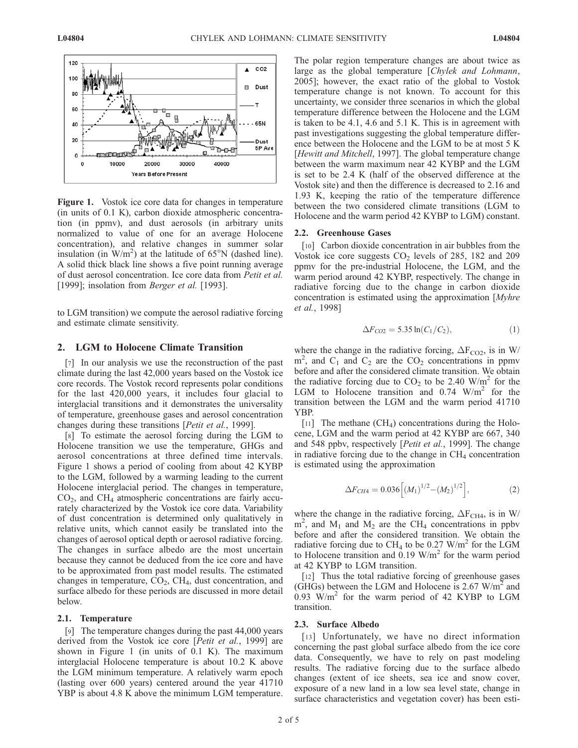**Figure 1.** Vostok ice core data for changes in temperature (in units of 0.1 K), carbon dioxide atmospheric concentration (in ppmv), and dust aerosols (in arbitrary units normalized to value of one for an average Holocene concentration), and relative changes in summer solar insulation (in W/m$^2$) at the latitude of 65°N (dashed line). A solid thick black line shows a five point running average of dust aerosol concentration. Ice core data from *Petit et al.* [1999]; insolation from *Berger et al.* [1993].

to LGM transition) we compute the aerosol radiative forcing and estimate climate sensitivity.

## 2. LGM to Holocene Climate Transition

[7] In our analysis we use the reconstruction of the past climate during the last 42,000 years based on the Vostok ice core records. The Vostok record represents polar conditions for the last 420,000 years, it includes four glacial to interglacial transitions and it demonstrates the universality of temperature, greenhouse gases and aerosol concentration changes during these transitions [*Petit et al.*, 1999].

[8] To estimate the aerosol forcing during the LGM to Holocene transition we use the temperature, GHGs and aerosol concentrations at three defined time intervals. Figure 1 shows a period of cooling from about 42 KYBP to the LGM, followed by a warming leading to the current Holocene interglacial period. The changes in temperature, $CO_2$, and $CH_4$ atmospheric concentrations are fairly accurately characterized by the Vostok ice core data. Variability of dust concentration is determined only qualitatively in relative units, which cannot easily be translated into the changes of aerosol optical depth or aerosol radiative forcing. The changes in surface albedo are the most uncertain because they cannot be deduced from the ice core and have to be approximated from past model results. The estimated changes in temperature, $CO_2$, $CH_4$, dust concentration, and surface albedo for these periods are discussed in more detail below.

### 2.1. Temperature

[9] The temperature changes during the past 44,000 years derived from the Vostok ice core [*Petit et al.*, 1999] are shown in Figure 1 (in units of 0.1 K). The maximum interglacial Holocene temperature is about 10.2 K above the LGM minimum temperature. A relatively warm epoch (lasting over 600 years) centered around the year 41710 YBP is about 4.8 K above the minimum LGM temperature. The polar region temperature changes are about twice as large as the global temperature [*Chylek and Lohmann*, 2005]; however, the exact ratio of the global to Vostok temperature change is not known. To account for this uncertainty, we consider three scenarios in which the global temperature difference between the Holocene and the LGM is taken to be 4.1, 4.6 and 5.1 K. This is in agreement with past investigations suggesting the global temperature difference between the Holocene and the LGM to be at most 5 K [*Hewitt and Mitchell*, 1997]. The global temperature change between the warm maximum near 42 KYBP and the LGM is set to be 2.4 K (half of the observed difference at the Vostok site) and then the difference is decreased to 2.16 and 1.93 K, keeping the ratio of the temperature difference between the two considered climate transitions (LGM to Holocene and the warm period 42 KYBP to LGM) constant.

### 2.2. Greenhouse Gases

[10] Carbon dioxide concentration in air bubbles from the Vostok ice core suggests $CO_2$ levels of 285, 182 and 209 ppmv for the pre-industrial Holocene, the LGM, and the warm period around 42 KYBP, respectively. The change in radiative forcing due to the change in carbon dioxide concentration is estimated using the approximation [*Myhre et al.*, 1998]

$$\Delta F_{CO2} = 5.35 \ln(C_1/C_2), \tag{1}$$

where the change in the radiative forcing, $\Delta F_{CO2}$, is in W/m$^2$, and $C_1$ and $C_2$ are the $CO_2$ concentrations in ppmv before and after the considered climate transition. We obtain the radiative forcing due to $CO_2$ to be 2.40 W/m$^2$ for the LGM to Holocene transition and 0.74 W/m$^2$ for the transition between the LGM and the warm period 41710 YBP.

[11] The methane ($CH_4$) concentrations during the Holocene, LGM and the warm period at 42 KYBP are 667, 340 and 548 ppbv, respectively [*Petit et al.*, 1999]. The change in radiative forcing due to the change in $CH_4$ concentration is estimated using the approximation

$$\Delta F_{CH4} = 0.036\left[(M_1)^{1/2} - (M_2)^{1/2}\right], \tag{2}$$

where the change in the radiative forcing, $\Delta F_{CH4}$, is in W/m$^2$, and $M_1$ and $M_2$ are the $CH_4$ concentrations in ppbv before and after the considered transition. We obtain the radiative forcing due to $CH_4$ to be 0.27 W/m$^2$ for the LGM to Holocene transition and 0.19 W/m$^2$ for the warm period at 42 KYBP to LGM transition.

[12] Thus the total radiative forcing of greenhouse gases (GHGs) between the LGM and Holocene is 2.67 W/m$^2$ and 0.93 W/m$^2$ for the warm period of 42 KYBP to LGM transition.

### 2.3. Surface Albedo

[13] Unfortunately, we have no direct information concerning the past global surface albedo from the ice core data. Consequently, we have to rely on past modeling results. The radiative forcing due to the surface albedo changes (extent of ice sheets, sea ice and snow cover, exposure of a new land in a low sea level state, change in surface characteristics and vegetation cover) has been esti-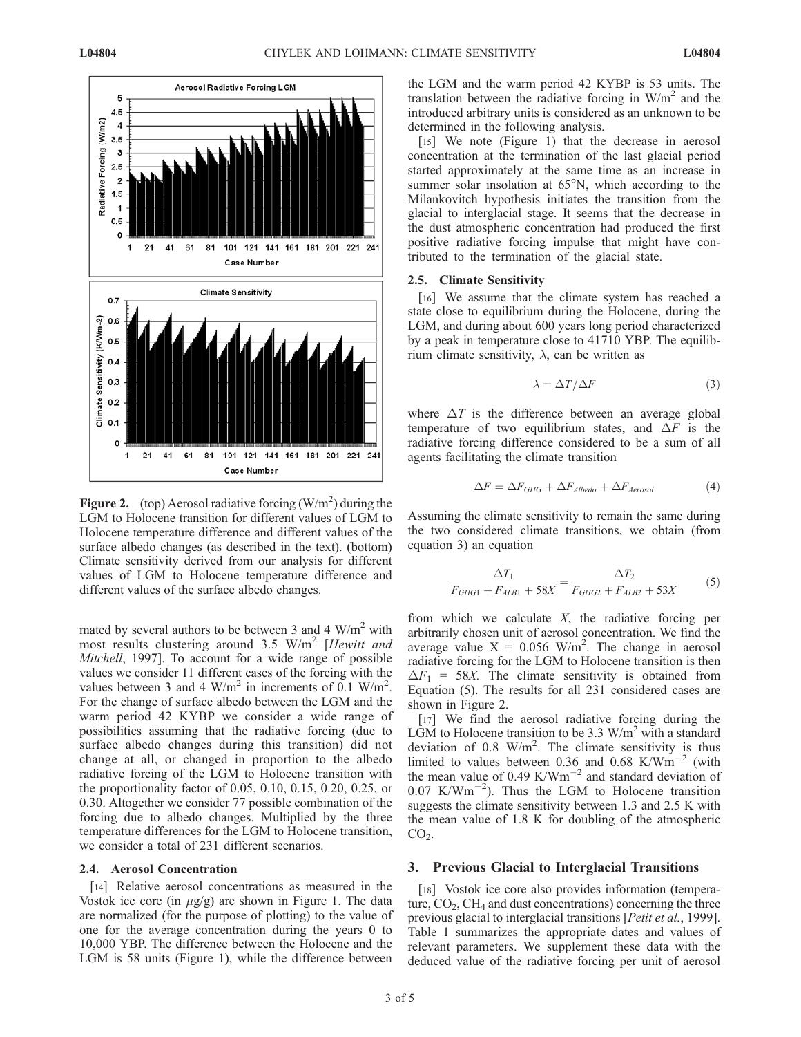**Figure 2.** (top) Aerosol radiative forcing (W/m$^2$) during the LGM to Holocene transition for different values of LGM to Holocene temperature difference and different values of the surface albedo changes (as described in the text). (bottom) Climate sensitivity derived from our analysis for different values of LGM to Holocene temperature difference and different values of the surface albedo changes.

mated by several authors to be between 3 and 4 W/m$^2$ with most results clustering around 3.5 W/m$^2$ [*Hewitt and Mitchell*, 1997]. To account for a wide range of possible values we consider 11 different cases of the forcing with the values between 3 and 4 W/m$^2$ in increments of 0.1 W/m$^2$. For the change of surface albedo between the LGM and the warm period 42 KYBP we consider a wide range of possibilities assuming that the radiative forcing (due to surface albedo changes during this transition) did not change at all, or changed in proportion to the albedo radiative forcing of the LGM to Holocene transition with the proportionality factor of 0.05, 0.10, 0.15, 0.20, 0.25, or 0.30. Altogether we consider 77 possible combination of the forcing due to albedo changes. Multiplied by the three temperature differences for the LGM to Holocene transition, we consider a total of 231 different scenarios.

### 2.4. Aerosol Concentration

[14] Relative aerosol concentrations as measured in the Vostok ice core (in $\mu$g/g) are shown in Figure 1. The data are normalized (for the purpose of plotting) to the value of one for the average concentration during the years 0 to 10,000 YBP. The difference between the Holocene and the LGM is 58 units (Figure 1), while the difference between the LGM and the warm period 42 KYBP is 53 units. The translation between the radiative forcing in W/m$^2$ and the introduced arbitrary units is considered as an unknown to be determined in the following analysis.

[15] We note (Figure 1) that the decrease in aerosol concentration at the termination of the last glacial period started approximately at the same time as an increase in summer solar insolation at 65°N, which according to the Milankovitch hypothesis initiates the transition from the glacial to interglacial stage. It seems that the decrease in the dust atmospheric concentration had produced the first positive radiative forcing impulse that might have contributed to the termination of the glacial state.

### 2.5. Climate Sensitivity

[16] We assume that the climate system has reached a state close to equilibrium during the Holocene, during the LGM, and during about 600 years long period characterized by a peak in temperature close to 41710 YBP. The equilibrium climate sensitivity, $\lambda$, can be written as

$$\lambda = \Delta T / \Delta F \tag{3}$$

where $\Delta T$ is the difference between an average global temperature of two equilibrium states, and $\Delta F$ is the radiative forcing difference considered to be a sum of all agents facilitating the climate transition

$$\Delta F = \Delta F_{GHG} + \Delta F_{Albedo} + \Delta F_{Aerosol} \tag{4}$$

Assuming the climate sensitivity to remain the same during the two considered climate transitions, we obtain (from equation 3) an equation

$$\frac{\Delta T_1}{F_{GHG1} + F_{ALB1} + 58X} = \frac{\Delta T_2}{F_{GHG2} + F_{ALB2} + 53X} \tag{5}$$

from which we calculate $X$, the radiative forcing per arbitrarily chosen unit of aerosol concentration. We find the average value $X = 0.056$ W/m$^2$. The change in aerosol radiative forcing for the LGM to Holocene transition is then $\Delta F_1 = 58X$. The climate sensitivity is obtained from Equation (5). The results for all 231 considered cases are shown in Figure 2.

[17] We find the aerosol radiative forcing during the LGM to Holocene transition to be 3.3 W/m$^2$ with a standard deviation of 0.8 W/m$^2$. The climate sensitivity is thus limited to values between 0.36 and 0.68 K/Wm$^{-2}$ (with the mean value of 0.49 K/Wm$^{-2}$ and standard deviation of 0.07 K/Wm$^{-2}$). Thus the LGM to Holocene transition suggests the climate sensitivity between 1.3 and 2.5 K with the mean value of 1.8 K for doubling of the atmospheric $CO_2$.

## 3. Previous Glacial to Interglacial Transitions

[18] Vostok ice core also provides information (temperature, $CO_2$, $CH_4$ and dust concentrations) concerning the three previous glacial to interglacial transitions [*Petit et al.*, 1999]. Table 1 summarizes the appropriate dates and values of relevant parameters. We supplement these data with the deduced value of the radiative forcing per unit of aerosol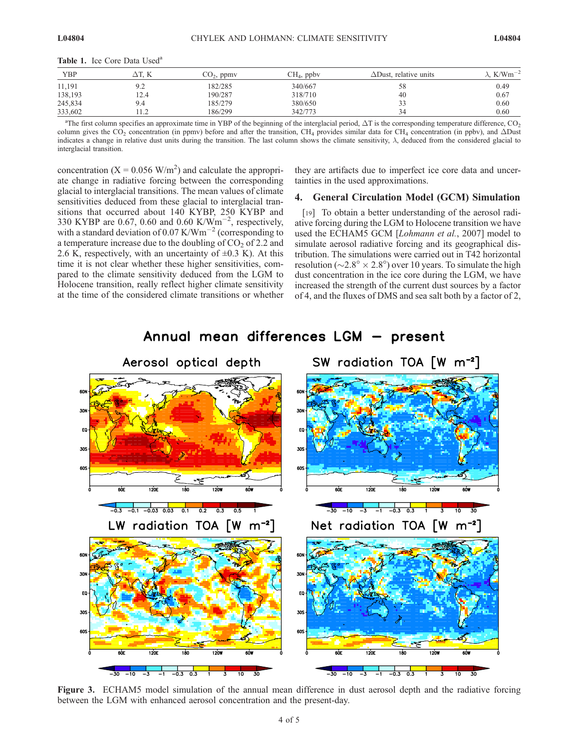**Table 1.** Ice Core Data Used[a]

| YBP | ΔT, K | $CO_2$, ppmv | $CH_4$, ppbv | ΔDust, relative units | λ, $K/Wm^{-2}$ |
|---|---|---|---|---|---|
| 11,191 | 9.2 | 182/285 | 340/667 | 58 | 0.49 |
| 138,193 | 12.4 | 190/287 | 318/710 | 40 | 0.67 |
| 245,834 | 9.4 | 185/279 | 380/650 | 33 | 0.60 |
| 333,602 | 11.2 | 186/299 | 342/773 | 34 | 0.60 |

[a]The first column specifies an approximate time in YBP of the beginning of the interglacial period, ΔT is the corresponding temperature difference, $CO_2$ column gives the $CO_2$ concentration (in ppmv) before and after the transition, $CH_4$ provides similar data for $CH_4$ concentration (in ppbv), and ΔDust indicates a change in relative dust units during the transition. The last column shows the climate sensitivity, λ, deduced from the considered glacial to interglacial transition.

concentration (X = 0.056 $W/m^2$) and calculate the appropriate change in radiative forcing between the corresponding glacial to interglacial transitions. The mean values of climate sensitivities deduced from these glacial to interglacial transitions that occurred about 140 KYBP, 250 KYBP and 330 KYBP are 0.67, 0.60 and 0.60 $K/Wm^{-2}$, respectively, with a standard deviation of 0.07 $K/Wm^{-2}$ (corresponding to a temperature increase due to the doubling of $CO_2$ of 2.2 and 2.6 K, respectively, with an uncertainty of ±0.3 K). At this time it is not clear whether these higher sensitivities, compared to the climate sensitivity deduced from the LGM to Holocene transition, really reflect higher climate sensitivity at the time of the considered climate transitions or whether they are artifacts due to imperfect ice core data and uncertainties in the used approximations.

## 4. General Circulation Model (GCM) Simulation

[19] To obtain a better understanding of the aerosol radiative forcing during the LGM to Holocene transition we have used the ECHAM5 GCM [*Lohmann et al.*, 2007] model to simulate aerosol radiative forcing and its geographical distribution. The simulations were carried out in T42 horizontal resolution (~2.8° × 2.8°) over 10 years. To simulate the high dust concentration in the ice core during the LGM, we have increased the strength of the current dust sources by a factor of 4, and the fluxes of DMS and sea salt both by a factor of 2,

**Figure 3.** ECHAM5 model simulation of the annual mean difference in dust aerosol depth and the radiative forcing between the LGM with enhanced aerosol concentration and the present-day.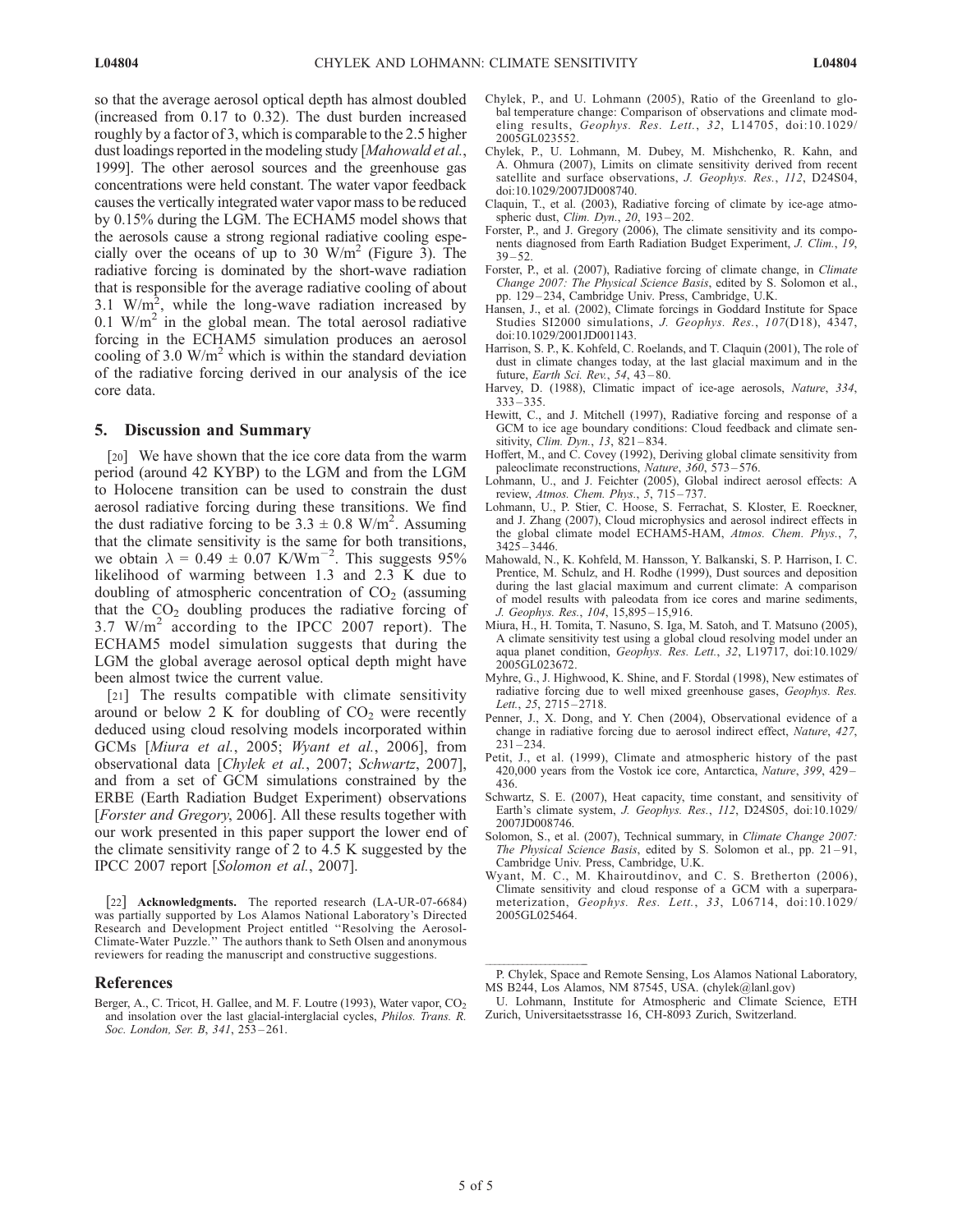so that the average aerosol optical depth has almost doubled (increased from 0.17 to 0.32). The dust burden increased roughly by a factor of 3, which is comparable to the 2.5 higher dust loadings reported in the modeling study [*Mahowald et al.*, 1999]. The other aerosol sources and the greenhouse gas concentrations were held constant. The water vapor feedback causes the vertically integrated water vapor mass to be reduced by 0.15% during the LGM. The ECHAM5 model shows that the aerosols cause a strong regional radiative cooling especially over the oceans of up to 30 $W/m^2$ (Figure 3). The radiative forcing is dominated by the short-wave radiation that is responsible for the average radiative cooling of about 3.1 $W/m^2$, while the long-wave radiation increased by 0.1 $W/m^2$ in the global mean. The total aerosol radiative forcing in the ECHAM5 simulation produces an aerosol cooling of 3.0 $W/m^2$ which is within the standard deviation of the radiative forcing derived in our analysis of the ice core data.

## 5. Discussion and Summary

[20] We have shown that the ice core data from the warm period (around 42 KYBP) to the LGM and from the LGM to Holocene transition can be used to constrain the dust aerosol radiative forcing during these transitions. We find the dust radiative forcing to be $3.3 \pm 0.8$ $W/m^2$. Assuming that the climate sensitivity is the same for both transitions, we obtain $\lambda = 0.49 \pm 0.07$ $K/Wm^{-2}$. This suggests 95% likelihood of warming between 1.3 and 2.3 K due to doubling of atmospheric concentration of $CO_2$ (assuming that the $CO_2$ doubling produces the radiative forcing of 3.7 $W/m^2$ according to the IPCC 2007 report). The ECHAM5 model simulation suggests that during the LGM the global average aerosol optical depth might have been almost twice the current value.

[21] The results compatible with climate sensitivity around or below 2 K for doubling of $CO_2$ were recently deduced using cloud resolving models incorporated within GCMs [*Miura et al.*, 2005; *Wyant et al.*, 2006], from observational data [*Chylek et al.*, 2007; *Schwartz*, 2007], and from a set of GCM simulations constrained by the ERBE (Earth Radiation Budget Experiment) observations [*Forster and Gregory*, 2006]. All these results together with our work presented in this paper support the lower end of the climate sensitivity range of 2 to 4.5 K suggested by the IPCC 2007 report [*Solomon et al.*, 2007].

[22] **Acknowledgments.** The reported research (LA-UR-07-6684) was partially supported by Los Alamos National Laboratory's Directed Research and Development Project entitled "Resolving the Aerosol-Climate-Water Puzzle." The authors thank to Seth Olsen and anonymous reviewers for reading the manuscript and constructive suggestions.

## References

Berger, A., C. Tricot, H. Gallee, and M. F. Loutre (1993), Water vapor, $CO_2$ and insolation over the last glacial-interglacial cycles, *Philos. Trans. R. Soc. London, Ser. B*, *341*, 253–261.

Chylek, P., and U. Lohmann (2005), Ratio of the Greenland to global temperature change: Comparison of observations and climate modeling results, *Geophys. Res. Lett.*, *32*, L14705, doi:10.1029/2005GL023552.

Chylek, P., U. Lohmann, M. Dubey, M. Mishchenko, R. Kahn, and A. Ohmura (2007), Limits on climate sensitivity derived from recent satellite and surface observations, *J. Geophys. Res.*, *112*, D24S04, doi:10.1029/2007JD008740.

Claquin, T., et al. (2003), Radiative forcing of climate by ice-age atmospheric dust, *Clim. Dyn.*, *20*, 193–202.

Forster, P., and J. Gregory (2006), The climate sensitivity and its components diagnosed from Earth Radiation Budget Experiment, *J. Clim.*, *19*, 39–52.

Forster, P., et al. (2007), Radiative forcing of climate change, in *Climate Change 2007: The Physical Science Basis*, edited by S. Solomon et al., pp. 129–234, Cambridge Univ. Press, Cambridge, U.K.

Hansen, J., et al. (2002), Climate forcings in Goddard Institute for Space Studies SI2000 simulations, *J. Geophys. Res.*, *107*(D18), 4347, doi:10.1029/2001JD001143.

Harrison, S. P., K. Kohfeld, C. Roelands, and T. Claquin (2001), The role of dust in climate changes today, at the last glacial maximum and in the future, *Earth Sci. Rev.*, *54*, 43–80.

Harvey, D. (1988), Climatic impact of ice-age aerosols, *Nature*, *334*, 333–335.

Hewitt, C., and J. Mitchell (1997), Radiative forcing and response of a GCM to ice age boundary conditions: Cloud feedback and climate sensitivity, *Clim. Dyn.*, *13*, 821–834.

Hoffert, M., and C. Covey (1992), Deriving global climate sensitivity from paleoclimate reconstructions, *Nature*, *360*, 573–576.

Lohmann, U., and J. Feichter (2005), Global indirect aerosol effects: A review, *Atmos. Chem. Phys.*, *5*, 715–737.

Lohmann, U., P. Stier, C. Hoose, S. Ferrachat, S. Kloster, E. Roeckner, and J. Zhang (2007), Cloud microphysics and aerosol indirect effects in the global climate model ECHAM5-HAM, *Atmos. Chem. Phys.*, *7*, 3425–3446.

Mahowald, N., K. Kohfeld, M. Hansson, Y. Balkanski, S. P. Harrison, I. C. Prentice, M. Schulz, and H. Rodhe (1999), Dust sources and deposition during the last glacial maximum and current climate: A comparison of model results with paleodata from ice cores and marine sediments, *J. Geophys. Res.*, *104*, 15,895–15,916.

Miura, H., H. Tomita, T. Nasuno, S. Iga, M. Satoh, and T. Matsuno (2005), A climate sensitivity test using a global cloud resolving model under an aqua planet condition, *Geophys. Res. Lett.*, *32*, L19717, doi:10.1029/2005GL023672.

Myhre, G., J. Highwood, K. Shine, and F. Stordal (1998), New estimates of radiative forcing due to well mixed greenhouse gases, *Geophys. Res. Lett.*, *25*, 2715–2718.

Penner, J., X. Dong, and Y. Chen (2004), Observational evidence of a change in radiative forcing due to aerosol indirect effect, *Nature*, *427*, 231–234.

Petit, J., et al. (1999), Climate and atmospheric history of the past 420,000 years from the Vostok ice core, Antarctica, *Nature*, *399*, 429–436.

Schwartz, S. E. (2007), Heat capacity, time constant, and sensitivity of Earth's climate system, *J. Geophys. Res.*, *112*, D24S05, doi:10.1029/2007JD008746.

Solomon, S., et al. (2007), Technical summary, in *Climate Change 2007: The Physical Science Basis*, edited by S. Solomon et al., pp. 21–91, Cambridge Univ. Press, Cambridge, U.K.

Wyant, M. C., M. Khairoutdinov, and C. S. Bretherton (2006), Climate sensitivity and cloud response of a GCM with a superparameterization, *Geophys. Res. Lett.*, *33*, L06714, doi:10.1029/2005GL025464.

P. Chylek, Space and Remote Sensing, Los Alamos National Laboratory, MS B244, Los Alamos, NM 87545, USA. (chylek@lanl.gov)

U. Lohmann, Institute for Atmospheric and Climate Science, ETH Zurich, Universitaetsstrasse 16, CH-8093 Zurich, Switzerland.